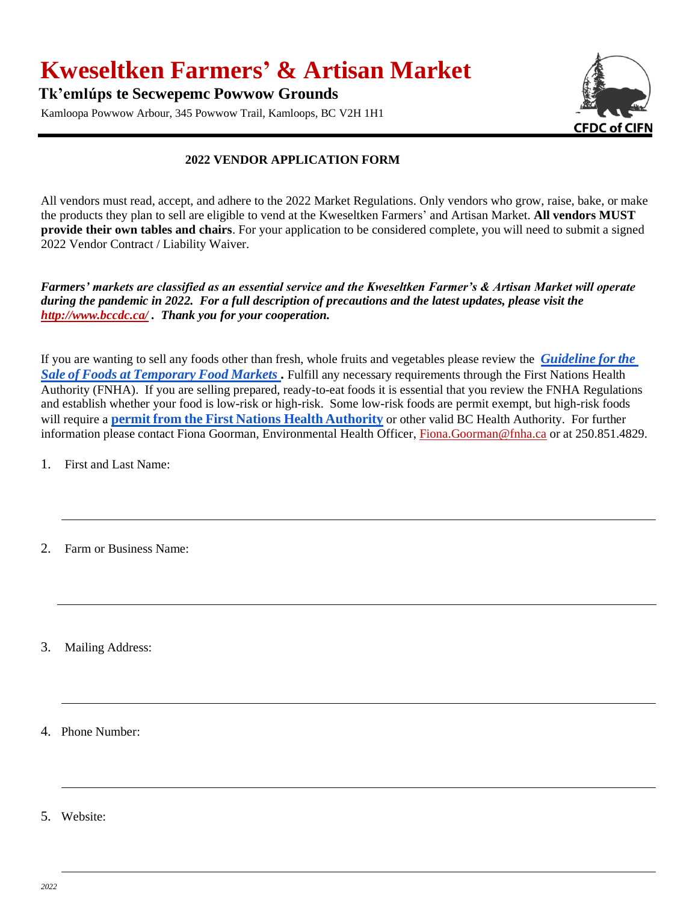# Kweseltken Farmers' & Artisan Market

**Tk'emlúps te Secwepemc Powwow Grounds**

Kamloopa Powwow Arbour, 345 Powwow Trail, Kamloops, BC V2H 1H1

CFDC of CIFN

## 2022 VENDOR APPLICATION FORM

All vendors must read, accept, and adhere to the 2022 Market Regulations. Only vendors who grow, raise, bake, or make the products they plan to sell are eligible to vend at the Kweseltken Farmers' and Artisan Market. **All vendors MUST provide their own tables and chairs**. For your application to be considered complete, you will need to submit a signed 2022 Vendor Contract / Liability Waiver.

***Farmers' markets are classified as an essential service and the Kweseltken Farmer's & Artisan Market will operate during the pandemic in 2022. For a full description of precautions and the latest updates, please visit the http://www.bccdc.ca/ . Thank you for your cooperation.***

If you are wanting to sell any foods other than fresh, whole fruits and vegetables please review the ***Guideline for the Sale of Foods at Temporary Food Markets*** **.** Fulfill any necessary requirements through the First Nations Health Authority (FNHA). If you are selling prepared, ready-to-eat foods it is essential that you review the FNHA Regulations and establish whether your food is low-risk or high-risk. Some low-risk foods are permit exempt, but high-risk foods will require a **permit from the First Nations Health Authority** or other valid BC Health Authority. For further information please contact Fiona Goorman, Environmental Health Officer, Fiona.Goorman@fnha.ca or at 250.851.4829.

1. First and Last Name:

______________________________________________________________________

2. Farm or Business Name:

______________________________________________________________________

3. Mailing Address:

______________________________________________________________________

4. Phone Number:

______________________________________________________________________

5. Website:

______________________________________________________________________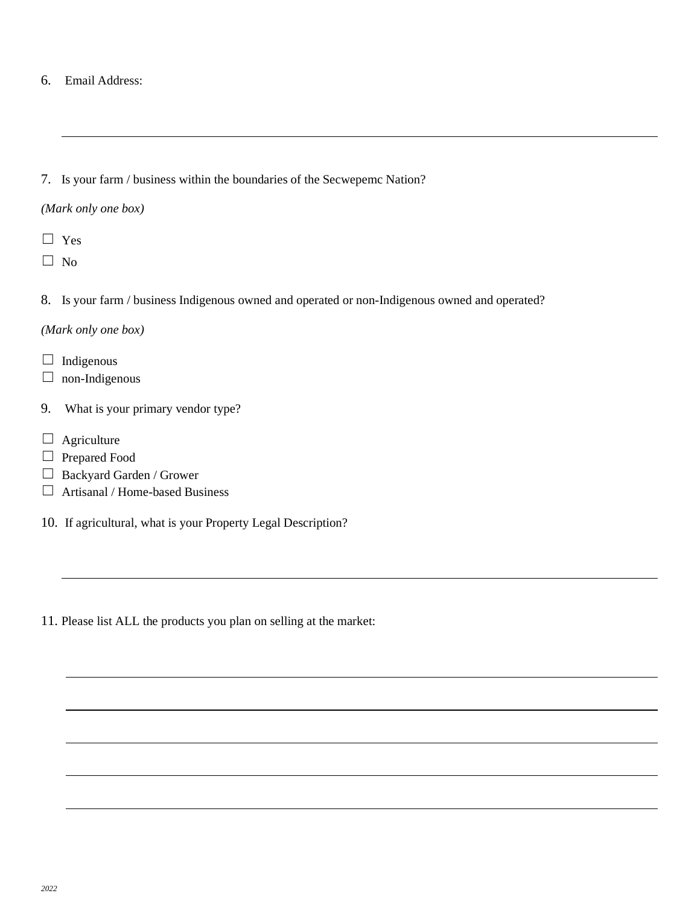6. Email Address:

______________________________________________________________________________

7. Is your farm / business within the boundaries of the Secwepemc Nation?

*(Mark only one box)*

☐ Yes
☐ No

8. Is your farm / business Indigenous owned and operated or non-Indigenous owned and operated?

*(Mark only one box)*

☐ Indigenous
☐ non-Indigenous

9. What is your primary vendor type?

☐ Agriculture
☐ Prepared Food
☐ Backyard Garden / Grower
☐ Artisanal / Home-based Business

10. If agricultural, what is your Property Legal Description?

______________________________________________________________________________

11. Please list ALL the products you plan on selling at the market:

______________________________________________________________________________

______________________________________________________________________________

______________________________________________________________________________

______________________________________________________________________________

______________________________________________________________________________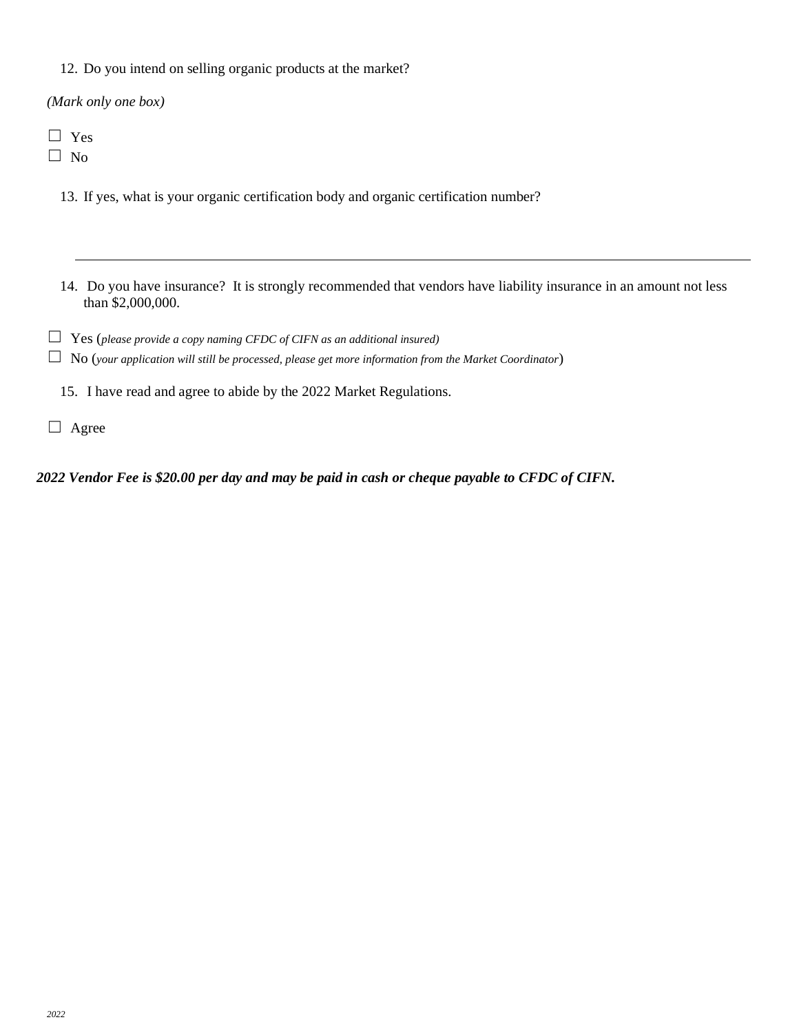12. Do you intend on selling organic products at the market?

*(Mark only one box)*

☐ Yes
☐ No

13. If yes, what is your organic certification body and organic certification number?

______________________________________________________________________

14. Do you have insurance? It is strongly recommended that vendors have liability insurance in an amount not less than $2,000,000.

☐ Yes (*please provide a copy naming CFDC of CIFN as an additional insured)*
☐ No (*your application will still be processed, please get more information from the Market Coordinator*)

15. I have read and agree to abide by the 2022 Market Regulations.

☐ Agree

***2022 Vendor Fee is $20.00 per day and may be paid in cash or cheque payable to CFDC of CIFN.***